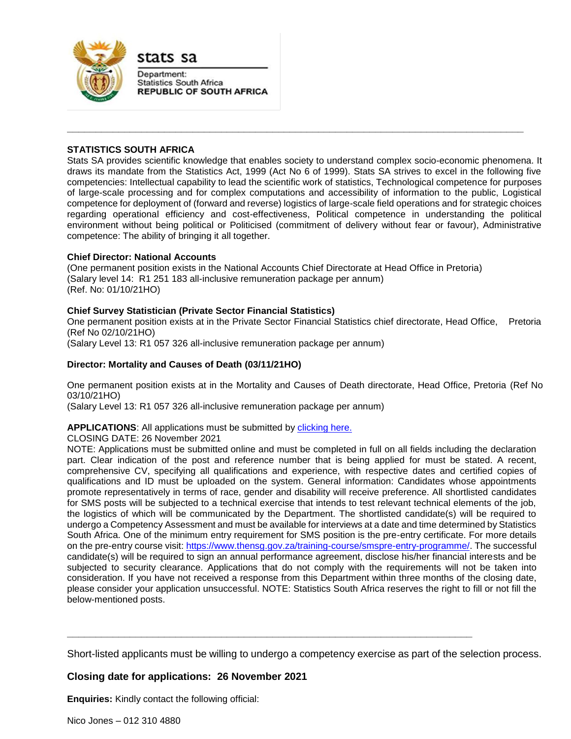stats sa

Department:
Statistics South Africa
**REPUBLIC OF SOUTH AFRICA**

---

**STATISTICS SOUTH AFRICA**

Stats SA provides scientific knowledge that enables society to understand complex socio-economic phenomena. It draws its mandate from the Statistics Act, 1999 (Act No 6 of 1999). Stats SA strives to excel in the following five competencies: Intellectual capability to lead the scientific work of statistics, Technological competence for purposes of large-scale processing and for complex computations and accessibility of information to the public, Logistical competence for deployment of (forward and reverse) logistics of large-scale field operations and for strategic choices regarding operational efficiency and cost-effectiveness, Political competence in understanding the political environment without being political or Politicised (commitment of delivery without fear or favour), Administrative competence: The ability of bringing it all together.

**Chief Director: National Accounts**

(One permanent position exists in the National Accounts Chief Directorate at Head Office in Pretoria)
(Salary level 14: R1 251 183 all-inclusive remuneration package per annum)
(Ref. No: 01/10/21HO)

**Chief Survey Statistician (Private Sector Financial Statistics)**

One permanent position exists at in the Private Sector Financial Statistics chief directorate, Head Office, Pretoria (Ref No 02/10/21HO)
(Salary Level 13: R1 057 326 all-inclusive remuneration package per annum)

**Director: Mortality and Causes of Death (03/11/21HO)**

One permanent position exists at in the Mortality and Causes of Death directorate, Head Office, Pretoria (Ref No 03/10/21HO)
(Salary Level 13: R1 057 326 all-inclusive remuneration package per annum)

**APPLICATIONS**: All applications must be submitted by clicking here.
CLOSING DATE: 26 November 2021
NOTE: Applications must be submitted online and must be completed in full on all fields including the declaration part. Clear indication of the post and reference number that is being applied for must be stated. A recent, comprehensive CV, specifying all qualifications and experience, with respective dates and certified copies of qualifications and ID must be uploaded on the system. General information: Candidates whose appointments promote representatively in terms of race, gender and disability will receive preference. All shortlisted candidates for SMS posts will be subjected to a technical exercise that intends to test relevant technical elements of the job, the logistics of which will be communicated by the Department. The shortlisted candidate(s) will be required to undergo a Competency Assessment and must be available for interviews at a date and time determined by Statistics South Africa. One of the minimum entry requirement for SMS position is the pre-entry certificate. For more details on the pre-entry course visit: https://www.thensg.gov.za/training-course/smspre-entry-programme/. The successful candidate(s) will be required to sign an annual performance agreement, disclose his/her financial interests and be subjected to security clearance. Applications that do not comply with the requirements will not be taken into consideration. If you have not received a response from this Department within three months of the closing date, please consider your application unsuccessful. NOTE: Statistics South Africa reserves the right to fill or not fill the below-mentioned posts.

---

Short-listed applicants must be willing to undergo a competency exercise as part of the selection process.

**Closing date for applications: 26 November 2021**

**Enquiries:** Kindly contact the following official:

Nico Jones – 012 310 4880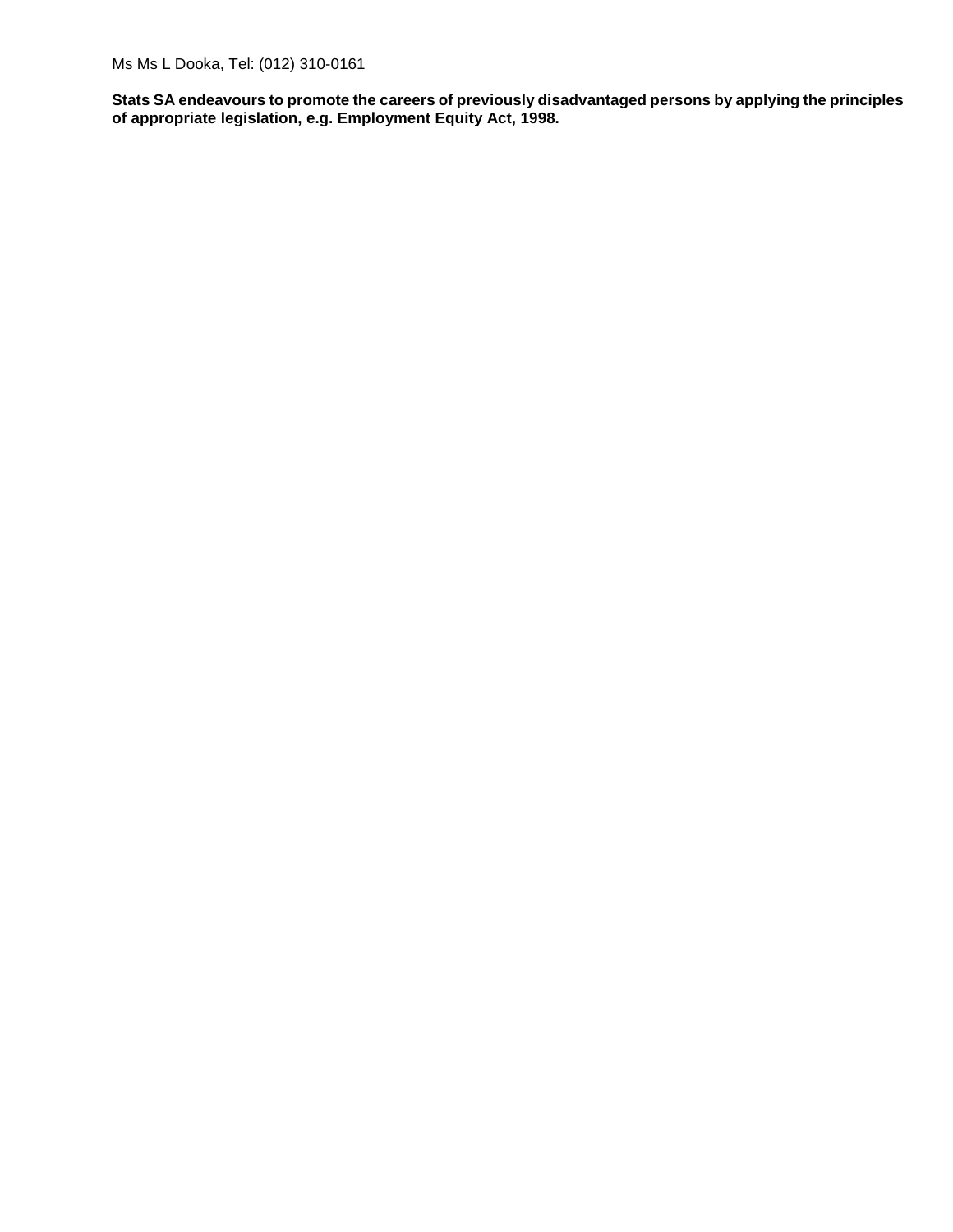Ms Ms L Dooka, Tel: (012) 310-0161

**Stats SA endeavours to promote the careers of previously disadvantaged persons by applying the principles of appropriate legislation, e.g. Employment Equity Act, 1998.**